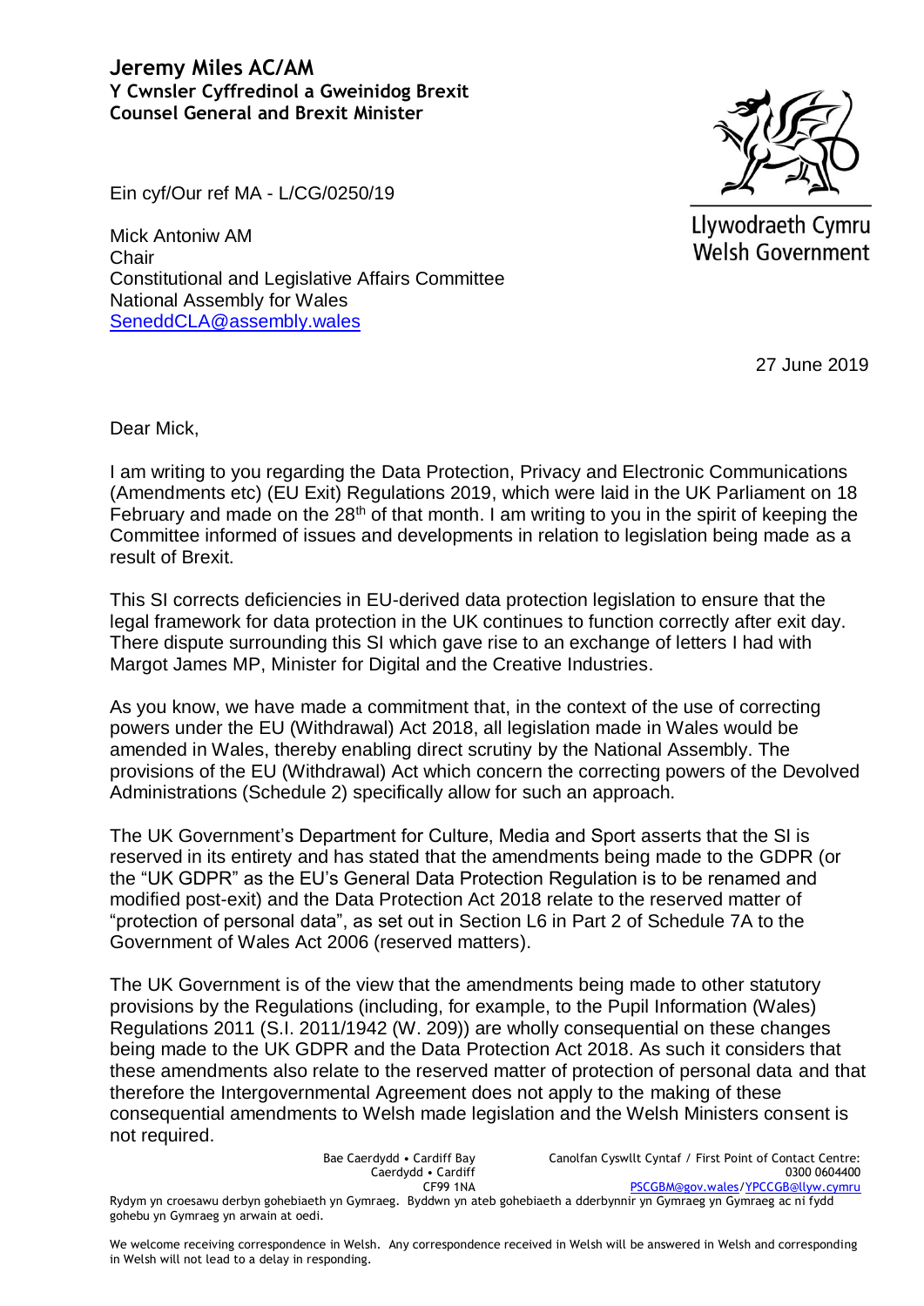**Jeremy Miles AC/AM**
**Y Cwnsler Cyffredinol a Gweinidog Brexit**
**Counsel General and Brexit Minister**

Llywodraeth Cymru
Welsh Government

Ein cyf/Our ref MA - L/CG/0250/19

Mick Antoniw AM
Chair
Constitutional and Legislative Affairs Committee
National Assembly for Wales
SeneddCLA@assembly.wales

27 June 2019

Dear Mick,

I am writing to you regarding the Data Protection, Privacy and Electronic Communications (Amendments etc) (EU Exit) Regulations 2019, which were laid in the UK Parliament on 18 February and made on the 28th of that month. I am writing to you in the spirit of keeping the Committee informed of issues and developments in relation to legislation being made as a result of Brexit.

This SI corrects deficiencies in EU-derived data protection legislation to ensure that the legal framework for data protection in the UK continues to function correctly after exit day. There dispute surrounding this SI which gave rise to an exchange of letters I had with Margot James MP, Minister for Digital and the Creative Industries.

As you know, we have made a commitment that, in the context of the use of correcting powers under the EU (Withdrawal) Act 2018, all legislation made in Wales would be amended in Wales, thereby enabling direct scrutiny by the National Assembly. The provisions of the EU (Withdrawal) Act which concern the correcting powers of the Devolved Administrations (Schedule 2) specifically allow for such an approach.

The UK Government's Department for Culture, Media and Sport asserts that the SI is reserved in its entirety and has stated that the amendments being made to the GDPR (or the "UK GDPR" as the EU's General Data Protection Regulation is to be renamed and modified post-exit) and the Data Protection Act 2018 relate to the reserved matter of "protection of personal data", as set out in Section L6 in Part 2 of Schedule 7A to the Government of Wales Act 2006 (reserved matters).

The UK Government is of the view that the amendments being made to other statutory provisions by the Regulations (including, for example, to the Pupil Information (Wales) Regulations 2011 (S.I. 2011/1942 (W. 209)) are wholly consequential on these changes being made to the UK GDPR and the Data Protection Act 2018. As such it considers that these amendments also relate to the reserved matter of protection of personal data and that therefore the Intergovernmental Agreement does not apply to the making of these consequential amendments to Welsh made legislation and the Welsh Ministers consent is not required.

Bae Caerdydd • Cardiff Bay
Caerdydd • Cardiff
CF99 1NA

Canolfan Cyswllt Cyntaf / First Point of Contact Centre:
0300 0604400
PSCGBM@gov.wales/YPCCGB@llyw.cymru

Rydym yn croesawu derbyn gohebiaeth yn Gymraeg. Byddwn yn ateb gohebiaeth a dderbynnir yn Gymraeg yn Gymraeg ac ni fydd gohebu yn Gymraeg yn arwain at oedi.

We welcome receiving correspondence in Welsh. Any correspondence received in Welsh will be answered in Welsh and corresponding in Welsh will not lead to a delay in responding.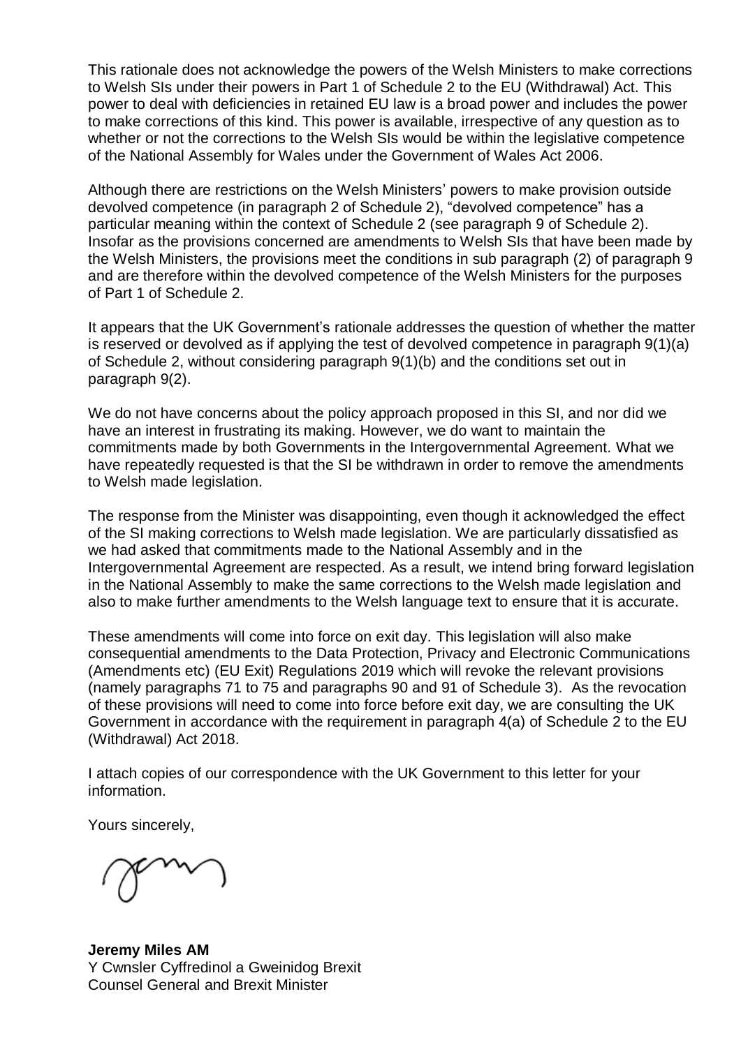This rationale does not acknowledge the powers of the Welsh Ministers to make corrections to Welsh SIs under their powers in Part 1 of Schedule 2 to the EU (Withdrawal) Act. This power to deal with deficiencies in retained EU law is a broad power and includes the power to make corrections of this kind. This power is available, irrespective of any question as to whether or not the corrections to the Welsh SIs would be within the legislative competence of the National Assembly for Wales under the Government of Wales Act 2006.

Although there are restrictions on the Welsh Ministers' powers to make provision outside devolved competence (in paragraph 2 of Schedule 2), "devolved competence" has a particular meaning within the context of Schedule 2 (see paragraph 9 of Schedule 2). Insofar as the provisions concerned are amendments to Welsh SIs that have been made by the Welsh Ministers, the provisions meet the conditions in sub paragraph (2) of paragraph 9 and are therefore within the devolved competence of the Welsh Ministers for the purposes of Part 1 of Schedule 2.

It appears that the UK Government's rationale addresses the question of whether the matter is reserved or devolved as if applying the test of devolved competence in paragraph 9(1)(a) of Schedule 2, without considering paragraph 9(1)(b) and the conditions set out in paragraph 9(2).

We do not have concerns about the policy approach proposed in this SI, and nor did we have an interest in frustrating its making. However, we do want to maintain the commitments made by both Governments in the Intergovernmental Agreement. What we have repeatedly requested is that the SI be withdrawn in order to remove the amendments to Welsh made legislation.

The response from the Minister was disappointing, even though it acknowledged the effect of the SI making corrections to Welsh made legislation. We are particularly dissatisfied as we had asked that commitments made to the National Assembly and in the Intergovernmental Agreement are respected. As a result, we intend bring forward legislation in the National Assembly to make the same corrections to the Welsh made legislation and also to make further amendments to the Welsh language text to ensure that it is accurate.

These amendments will come into force on exit day. This legislation will also make consequential amendments to the Data Protection, Privacy and Electronic Communications (Amendments etc) (EU Exit) Regulations 2019 which will revoke the relevant provisions (namely paragraphs 71 to 75 and paragraphs 90 and 91 of Schedule 3). As the revocation of these provisions will need to come into force before exit day, we are consulting the UK Government in accordance with the requirement in paragraph 4(a) of Schedule 2 to the EU (Withdrawal) Act 2018.

I attach copies of our correspondence with the UK Government to this letter for your information.

Yours sincerely,

**Jeremy Miles AM**
Y Cwnsler Cyffredinol a Gweinidog Brexit
Counsel General and Brexit Minister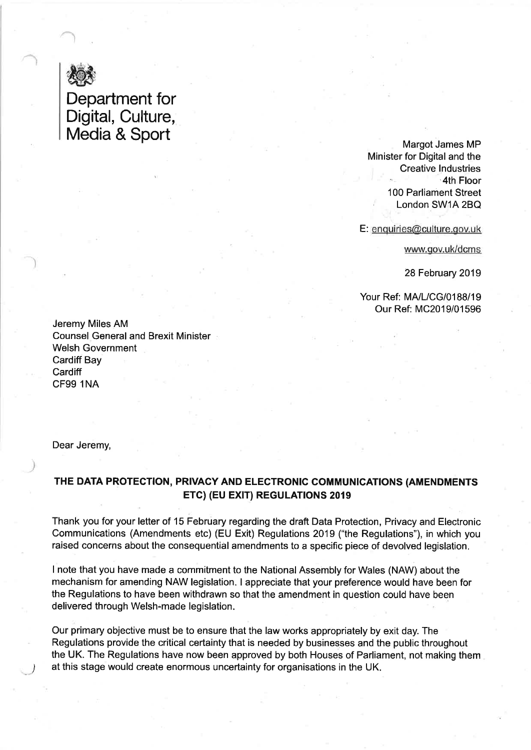Department for Digital, Culture, Media & Sport

Margot James MP
Minister for Digital and the Creative Industries
4th Floor
100 Parliament Street
London SW1A 2BQ

E: enquiries@culture.gov.uk

www.gov.uk/dcms

28 February 2019

Your Ref: MA/L/CG/0188/19
Our Ref: MC2019/01596

Jeremy Miles AM
Counsel General and Brexit Minister
Welsh Government
Cardiff Bay
Cardiff
CF99 1NA

Dear Jeremy,

**THE DATA PROTECTION, PRIVACY AND ELECTRONIC COMMUNICATIONS (AMENDMENTS ETC) (EU EXIT) REGULATIONS 2019**

Thank you for your letter of 15 February regarding the draft Data Protection, Privacy and Electronic Communications (Amendments etc) (EU Exit) Regulations 2019 ("the Regulations"), in which you raised concerns about the consequential amendments to a specific piece of devolved legislation.

I note that you have made a commitment to the National Assembly for Wales (NAW) about the mechanism for amending NAW legislation. I appreciate that your preference would have been for the Regulations to have been withdrawn so that the amendment in question could have been delivered through Welsh-made legislation.

Our primary objective must be to ensure that the law works appropriately by exit day. The Regulations provide the critical certainty that is needed by businesses and the public throughout the UK. The Regulations have now been approved by both Houses of Parliament, not making them at this stage would create enormous uncertainty for organisations in the UK.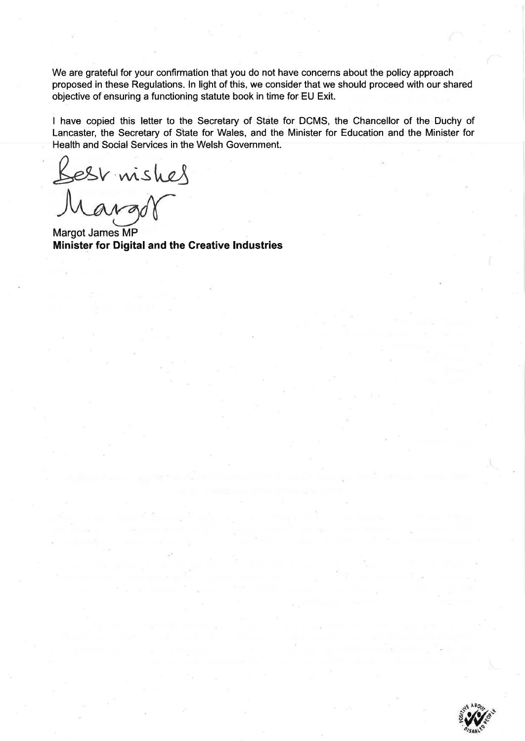We are grateful for your confirmation that you do not have concerns about the policy approach proposed in these Regulations. In light of this, we consider that we should proceed with our shared objective of ensuring a functioning statute book in time for EU Exit.

I have copied this letter to the Secretary of State for DCMS, the Chancellor of the Duchy of Lancaster, the Secretary of State for Wales, and the Minister for Education and the Minister for Health and Social Services in the Welsh Government.

Best wishes

Margot

Margot James MP
**Minister for Digital and the Creative Industries**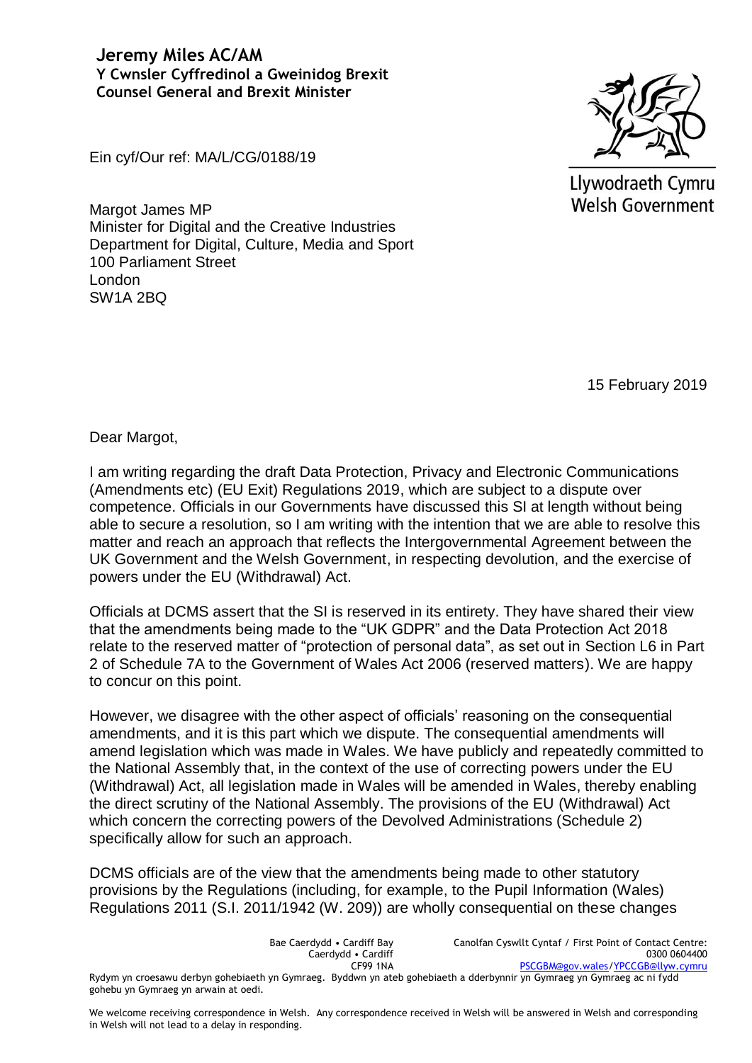**Jeremy Miles AC/AM**
**Y Cwnsler Cyffredinol a Gweinidog Brexit**
**Counsel General and Brexit Minister**

Ein cyf/Our ref: MA/L/CG/0188/19

Llywodraeth Cymru
Welsh Government

Margot James MP
Minister for Digital and the Creative Industries
Department for Digital, Culture, Media and Sport
100 Parliament Street
London
SW1A 2BQ

15 February 2019

Dear Margot,

I am writing regarding the draft Data Protection, Privacy and Electronic Communications (Amendments etc) (EU Exit) Regulations 2019, which are subject to a dispute over competence. Officials in our Governments have discussed this SI at length without being able to secure a resolution, so I am writing with the intention that we are able to resolve this matter and reach an approach that reflects the Intergovernmental Agreement between the UK Government and the Welsh Government, in respecting devolution, and the exercise of powers under the EU (Withdrawal) Act.

Officials at DCMS assert that the SI is reserved in its entirety. They have shared their view that the amendments being made to the "UK GDPR" and the Data Protection Act 2018 relate to the reserved matter of "protection of personal data", as set out in Section L6 in Part 2 of Schedule 7A to the Government of Wales Act 2006 (reserved matters). We are happy to concur on this point.

However, we disagree with the other aspect of officials' reasoning on the consequential amendments, and it is this part which we dispute. The consequential amendments will amend legislation which was made in Wales. We have publicly and repeatedly committed to the National Assembly that, in the context of the use of correcting powers under the EU (Withdrawal) Act, all legislation made in Wales will be amended in Wales, thereby enabling the direct scrutiny of the National Assembly. The provisions of the EU (Withdrawal) Act which concern the correcting powers of the Devolved Administrations (Schedule 2) specifically allow for such an approach.

DCMS officials are of the view that the amendments being made to other statutory provisions by the Regulations (including, for example, to the Pupil Information (Wales) Regulations 2011 (S.I. 2011/1942 (W. 209)) are wholly consequential on these changes

Bae Caerdydd • Cardiff Bay
Caerdydd • Cardiff
CF99 1NA

Canolfan Cyswllt Cyntaf / First Point of Contact Centre:
0300 0604400
PSCGBM@gov.wales/YPCCGB@llyw.cymru

Rydym yn croesawu derbyn gohebiaeth yn Gymraeg. Byddwn yn ateb gohebiaeth a dderbynnir yn Gymraeg yn Gymraeg ac ni fydd gohebu yn Gymraeg yn arwain at oedi.

We welcome receiving correspondence in Welsh. Any correspondence received in Welsh will be answered in Welsh and corresponding in Welsh will not lead to a delay in responding.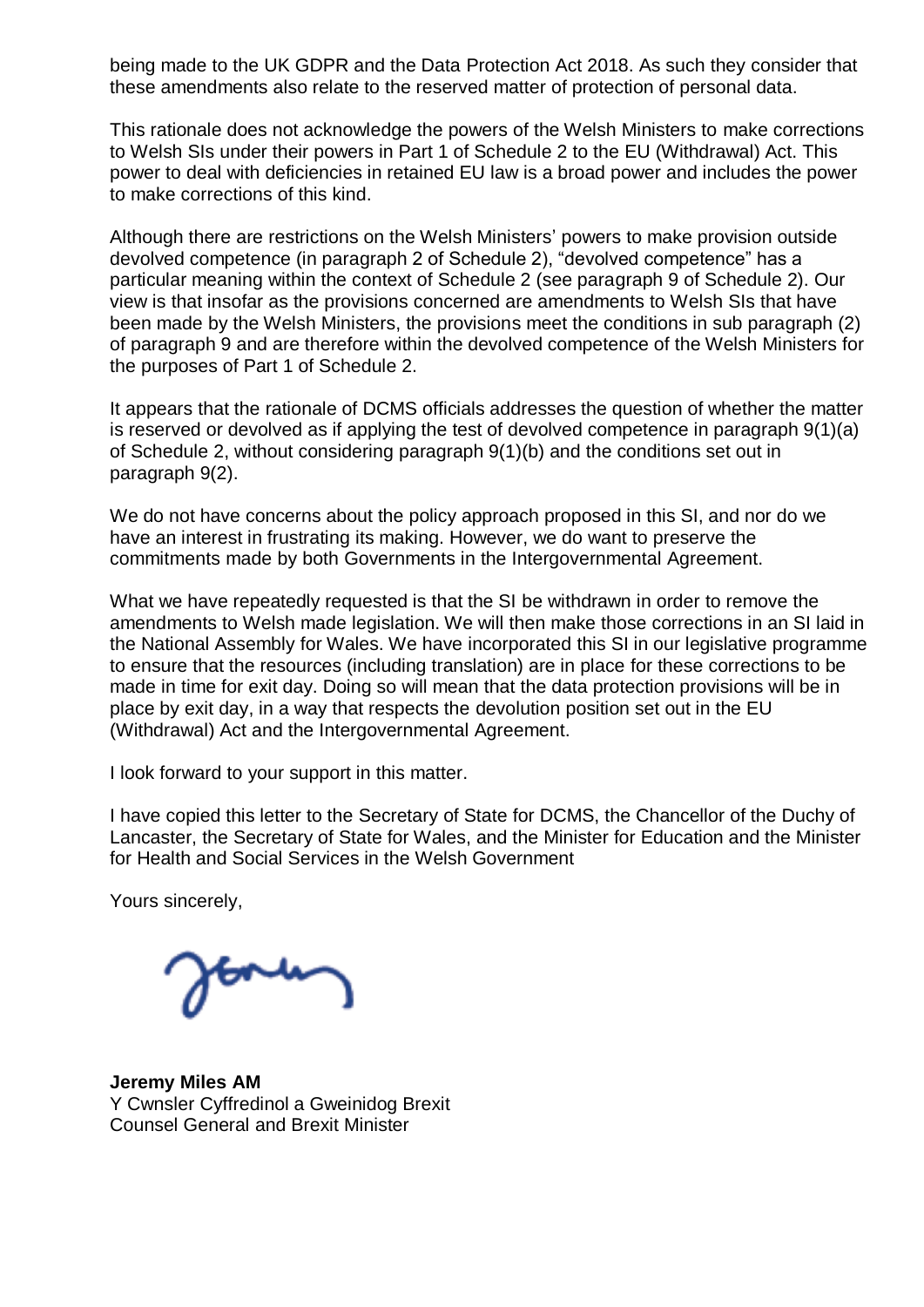being made to the UK GDPR and the Data Protection Act 2018. As such they consider that these amendments also relate to the reserved matter of protection of personal data.

This rationale does not acknowledge the powers of the Welsh Ministers to make corrections to Welsh SIs under their powers in Part 1 of Schedule 2 to the EU (Withdrawal) Act. This power to deal with deficiencies in retained EU law is a broad power and includes the power to make corrections of this kind.

Although there are restrictions on the Welsh Ministers' powers to make provision outside devolved competence (in paragraph 2 of Schedule 2), "devolved competence" has a particular meaning within the context of Schedule 2 (see paragraph 9 of Schedule 2). Our view is that insofar as the provisions concerned are amendments to Welsh SIs that have been made by the Welsh Ministers, the provisions meet the conditions in sub paragraph (2) of paragraph 9 and are therefore within the devolved competence of the Welsh Ministers for the purposes of Part 1 of Schedule 2.

It appears that the rationale of DCMS officials addresses the question of whether the matter is reserved or devolved as if applying the test of devolved competence in paragraph 9(1)(a) of Schedule 2, without considering paragraph 9(1)(b) and the conditions set out in paragraph 9(2).

We do not have concerns about the policy approach proposed in this SI, and nor do we have an interest in frustrating its making. However, we do want to preserve the commitments made by both Governments in the Intergovernmental Agreement.

What we have repeatedly requested is that the SI be withdrawn in order to remove the amendments to Welsh made legislation. We will then make those corrections in an SI laid in the National Assembly for Wales. We have incorporated this SI in our legislative programme to ensure that the resources (including translation) are in place for these corrections to be made in time for exit day. Doing so will mean that the data protection provisions will be in place by exit day, in a way that respects the devolution position set out in the EU (Withdrawal) Act and the Intergovernmental Agreement.

I look forward to your support in this matter.

I have copied this letter to the Secretary of State for DCMS, the Chancellor of the Duchy of Lancaster, the Secretary of State for Wales, and the Minister for Education and the Minister for Health and Social Services in the Welsh Government

Yours sincerely,

**Jeremy Miles AM**
Y Cwnsler Cyffredinol a Gweinidog Brexit
Counsel General and Brexit Minister